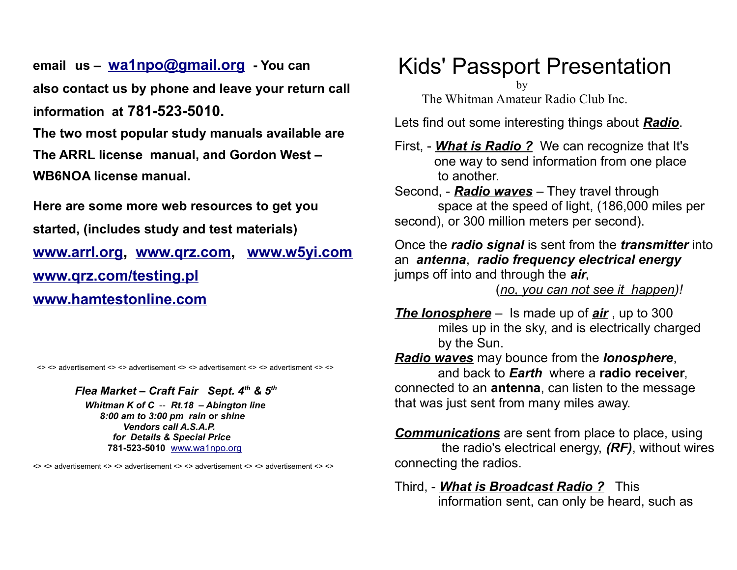**email us – [wa1npo@gmail.org](mailto:wa1npo@gmail.org) - You can also contact us by phone and leave your return call information at 781-523-5010.**

**The two most popular study manuals available are The ARRL license manual, and Gordon West – WB6NOA license manual.**

**Here are some more web resources to get you started, (includes study and test materials)**

**[www.arrl.org](http://www.arrl.org), [www.qrz.com](http://www.qrz.com), [www.w5yi.com](http://www.w5yi.com)**

**[www.qrz.com/testing.pl](http://www.qrz.com/testing.pl)**

**[www.hamtestonline.com](http://www.hamtestonline.com)**

<> <> advertisement <> <> advertisement <> <> advertisement <> <> advertisment <> <>

***Flea Market – Craft Fair Sept. 4th & 5th***

***Whitman K of C -- Rt.18 – Abington line***

***8:00 am to 3:00 pm rain or shine***

***Vendors call A.S.A.P.***

***for Details & Special Price***

**781-523-5010** [www.wa1npo.org](http://www.wa1npo.org)

<> <> advertisement <> <> advertisement <> <> advertisement <> <> advertisement <> <>

# Kids' Passport Presentation

by

The Whitman Amateur Radio Club Inc.

Lets find out some interesting things about ***Radio***.

First, - ***What is Radio ?*** We can recognize that It's one way to send information from one place to another.

Second, - ***Radio waves*** – They travel through space at the speed of light, (186,000 miles per second), or 300 million meters per second).

Once the ***radio signal*** is sent from the ***transmitter*** into an ***antenna***, ***radio frequency electrical energy*** jumps off into and through the ***air***,

(*no, you can not see it happen*)*!*

***The Ionosphere*** – Is made up of ***air*** , up to 300 miles up in the sky, and is electrically charged by the Sun.

***Radio waves*** may bounce from the ***Ionosphere***, and back to ***Earth*** where a **radio receiver**, connected to an **antenna**, can listen to the message that was just sent from many miles away.

***Communications*** are sent from place to place, using the radio's electrical energy, ***(RF)***, without wires connecting the radios.

Third, - ***What is Broadcast Radio ?*** This information sent, can only be heard, such as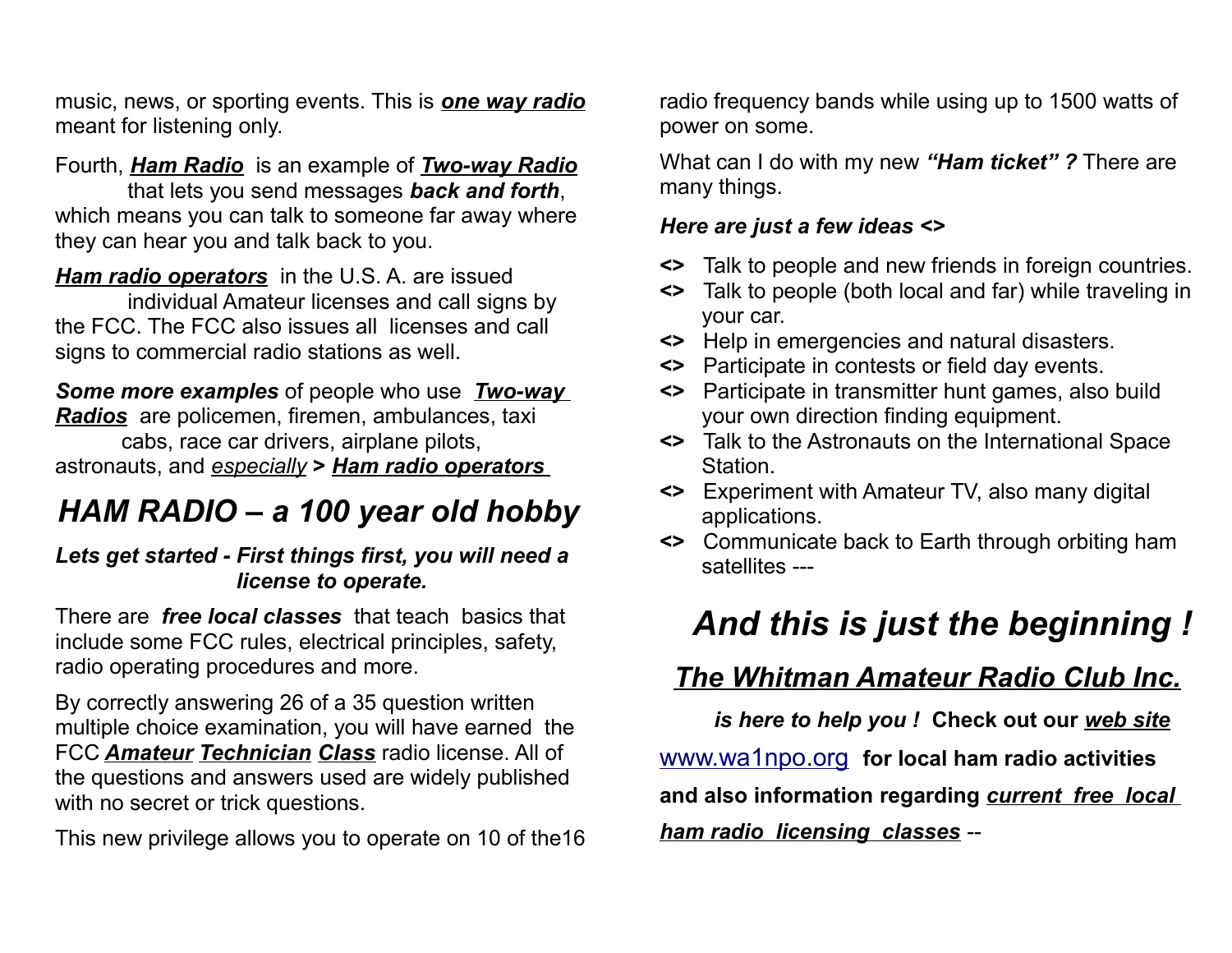music, news, or sporting events. This is ***one way radio*** meant for listening only.

Fourth, ***Ham Radio*** is an example of ***Two-way Radio*** that lets you send messages ***back and forth***, which means you can talk to someone far away where they can hear you and talk back to you.

***Ham radio operators*** in the U.S. A. are issued individual Amateur licenses and call signs by the FCC. The FCC also issues all licenses and call signs to commercial radio stations as well.

***Some more examples*** of people who use ***Two-way Radios*** are policemen, firemen, ambulances, taxi cabs, race car drivers, airplane pilots, astronauts, and *especially* **>** ***Ham radio operators***

# *HAM RADIO – a 100 year old hobby*

***Lets get started - First things first, you will need a license to operate.***

There are ***free local classes*** that teach basics that include some FCC rules, electrical principles, safety, radio operating procedures and more.

By correctly answering 26 of a 35 question written multiple choice examination, you will have earned the FCC ***Amateur Technician Class*** radio license. All of the questions and answers used are widely published with no secret or trick questions.

This new privilege allows you to operate on 10 of the16 radio frequency bands while using up to 1500 watts of power on some.

What can I do with my new ***"Ham ticket" ?*** There are many things.

***Here are just a few ideas <>***

- **<>** Talk to people and new friends in foreign countries.
- **<>** Talk to people (both local and far) while traveling in your car.
- **<>** Help in emergencies and natural disasters.
- **<>** Participate in contests or field day events.
- **<>** Participate in transmitter hunt games, also build your own direction finding equipment.
- **<>** Talk to the Astronauts on the International Space Station.
- **<>** Experiment with Amateur TV, also many digital applications.
- **<>** Communicate back to Earth through orbiting ham satellites ---

# *And this is just the beginning !*

## ***The Whitman Amateur Radio Club Inc.***

***is here to help you !*** **Check out our *web site***

www.wa1npo.org **for local ham radio activities and also information regarding *current free local ham radio licensing classes*** --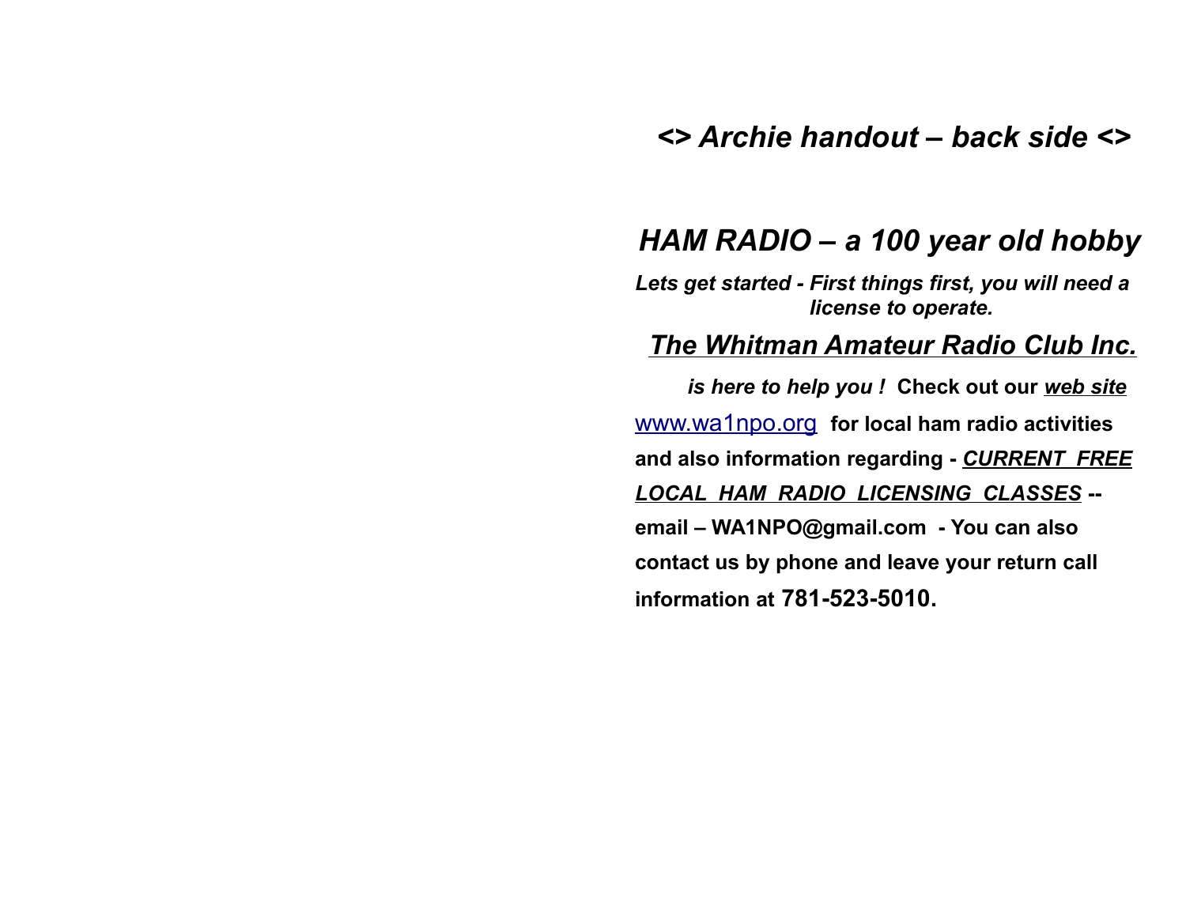## *<> Archie handout – back side <>*

# *HAM RADIO – a 100 year old hobby*

***Lets get started - First things first, you will need a license to operate.***

## ***The Whitman Amateur Radio Club Inc.***

***is here to help you !*** **Check out our *web site*** www.wa1npo.org **for local ham radio activities and also information regarding - *CURRENT FREE LOCAL HAM RADIO LICENSING CLASSES* -- email – WA1NPO@gmail.com - You can also contact us by phone and leave your return call information at 781-523-5010.**